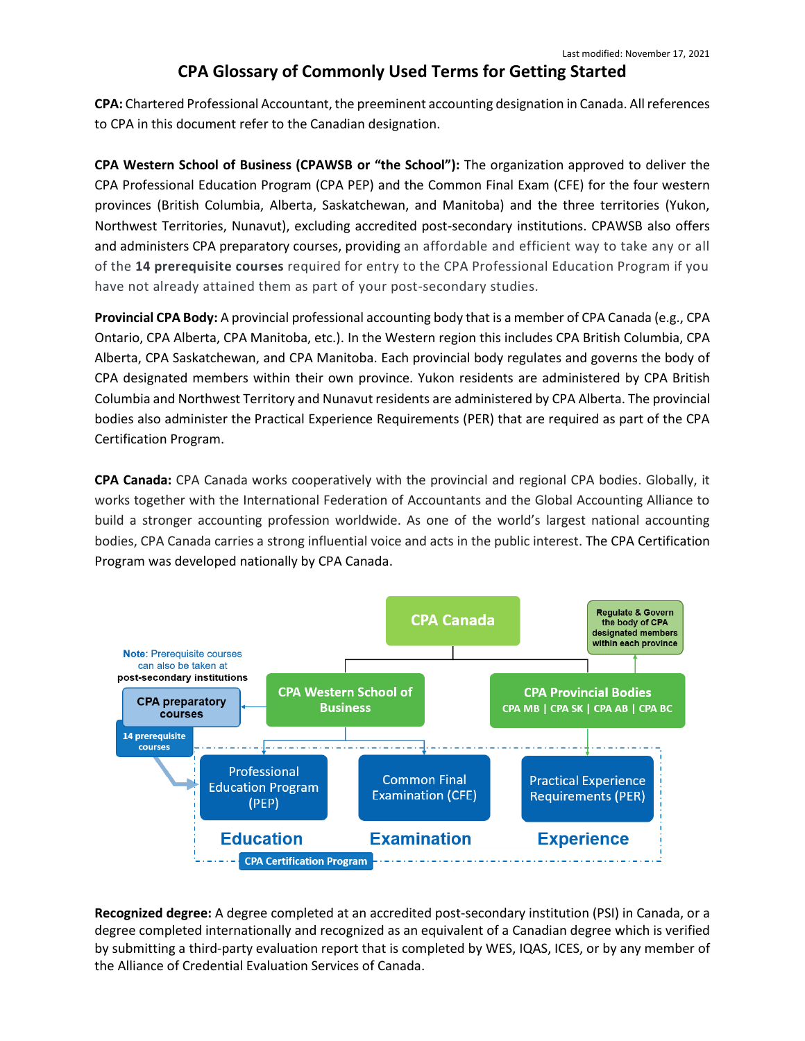Last modified: November 17, 2021

# CPA Glossary of Commonly Used Terms for Getting Started

**CPA:** Chartered Professional Accountant, the preeminent accounting designation in Canada. All references to CPA in this document refer to the Canadian designation.

**CPA Western School of Business (CPAWSB or "the School"):** The organization approved to deliver the CPA Professional Education Program (CPA PEP) and the Common Final Exam (CFE) for the four western provinces (British Columbia, Alberta, Saskatchewan, and Manitoba) and the three territories (Yukon, Northwest Territories, Nunavut), excluding accredited post-secondary institutions. CPAWSB also offers and administers CPA preparatory courses, providing an affordable and efficient way to take any or all of the **14 prerequisite courses** required for entry to the CPA Professional Education Program if you have not already attained them as part of your post-secondary studies.

**Provincial CPA Body:** A provincial professional accounting body that is a member of CPA Canada (e.g., CPA Ontario, CPA Alberta, CPA Manitoba, etc.). In the Western region this includes CPA British Columbia, CPA Alberta, CPA Saskatchewan, and CPA Manitoba. Each provincial body regulates and governs the body of CPA designated members within their own province. Yukon residents are administered by CPA British Columbia and Northwest Territory and Nunavut residents are administered by CPA Alberta. The provincial bodies also administer the Practical Experience Requirements (PER) that are required as part of the CPA Certification Program.

**CPA Canada:** CPA Canada works cooperatively with the provincial and regional CPA bodies. Globally, it works together with the International Federation of Accountants and the Global Accounting Alliance to build a stronger accounting profession worldwide. As one of the world's largest national accounting bodies, CPA Canada carries a strong influential voice and acts in the public interest. The CPA Certification Program was developed nationally by CPA Canada.

CPA Canada

CPA Western School of Business | CPA Provincial Bodies (CPA MB | CPA SK | CPA AB | CPA BC) — Regulate & Govern the body of CPA designated members within each province

CPA preparatory courses — **Note**: Prerequisite courses can also be taken at **post-secondary institutions** — 14 prerequisite courses

CPA Certification Program:
- Professional Education Program (PEP) — **Education**
- Common Final Examination (CFE) — **Examination**
- Practical Experience Requirements (PER) — **Experience**

**Recognized degree:** A degree completed at an accredited post-secondary institution (PSI) in Canada, or a degree completed internationally and recognized as an equivalent of a Canadian degree which is verified by submitting a third-party evaluation report that is completed by WES, IQAS, ICES, or by any member of the Alliance of Credential Evaluation Services of Canada.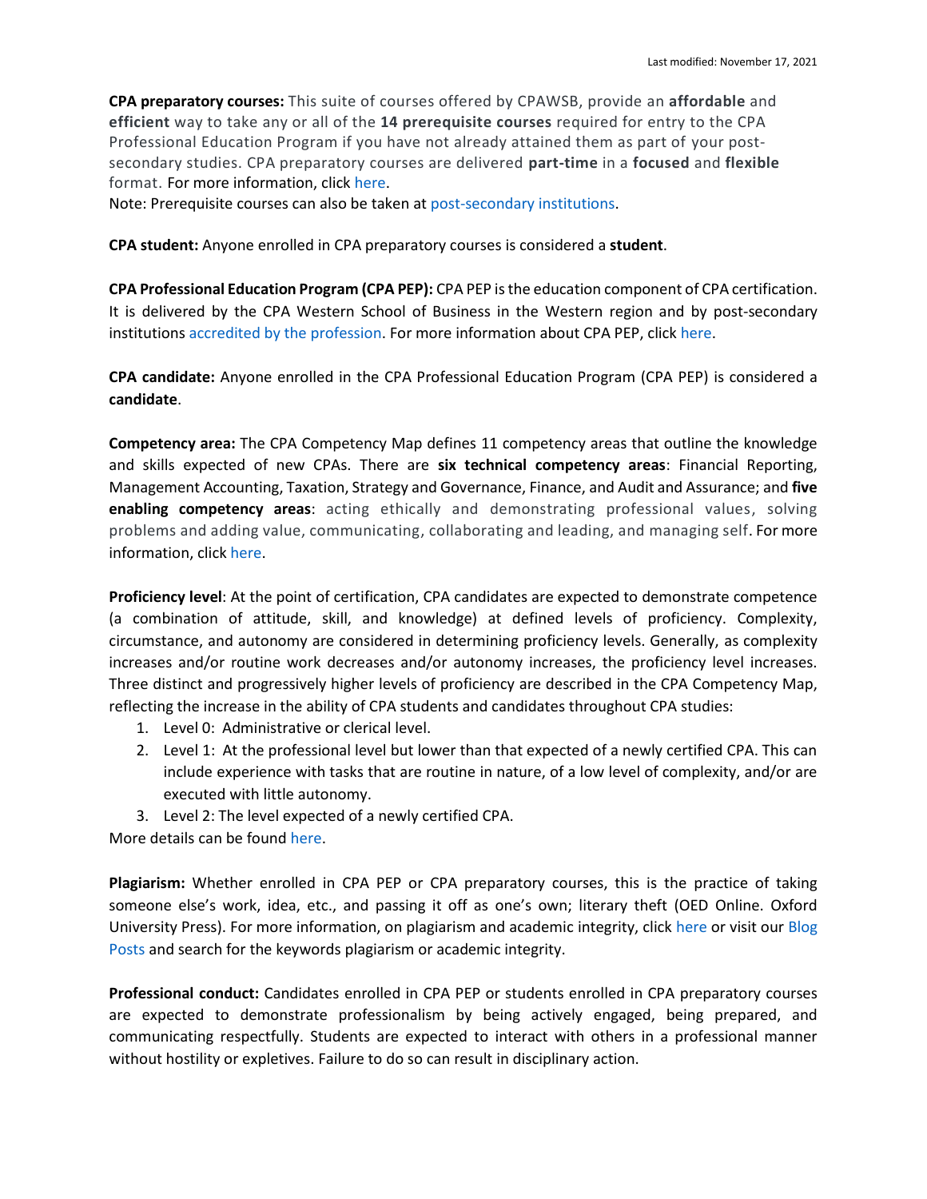**CPA preparatory courses:** This suite of courses offered by CPAWSB, provide an **affordable** and **efficient** way to take any or all of the **14 prerequisite courses** required for entry to the CPA Professional Education Program if you have not already attained them as part of your post-secondary studies. CPA preparatory courses are delivered **part-time** in a **focused** and **flexible** format. For more information, click here.

Note: Prerequisite courses can also be taken at post-secondary institutions.

**CPA student:** Anyone enrolled in CPA preparatory courses is considered a **student**.

**CPA Professional Education Program (CPA PEP):** CPA PEP is the education component of CPA certification. It is delivered by the CPA Western School of Business in the Western region and by post-secondary institutions accredited by the profession. For more information about CPA PEP, click here.

**CPA candidate:** Anyone enrolled in the CPA Professional Education Program (CPA PEP) is considered a **candidate**.

**Competency area:** The CPA Competency Map defines 11 competency areas that outline the knowledge and skills expected of new CPAs. There are **six technical competency areas**: Financial Reporting, Management Accounting, Taxation, Strategy and Governance, Finance, and Audit and Assurance; and **five enabling competency areas**: acting ethically and demonstrating professional values, solving problems and adding value, communicating, collaborating and leading, and managing self. For more information, click here.

**Proficiency level**: At the point of certification, CPA candidates are expected to demonstrate competence (a combination of attitude, skill, and knowledge) at defined levels of proficiency. Complexity, circumstance, and autonomy are considered in determining proficiency levels. Generally, as complexity increases and/or routine work decreases and/or autonomy increases, the proficiency level increases. Three distinct and progressively higher levels of proficiency are described in the CPA Competency Map, reflecting the increase in the ability of CPA students and candidates throughout CPA studies:

1. Level 0: Administrative or clerical level.
2. Level 1: At the professional level but lower than that expected of a newly certified CPA. This can include experience with tasks that are routine in nature, of a low level of complexity, and/or are executed with little autonomy.
3. Level 2: The level expected of a newly certified CPA.

More details can be found here.

**Plagiarism:** Whether enrolled in CPA PEP or CPA preparatory courses, this is the practice of taking someone else's work, idea, etc., and passing it off as one's own; literary theft (OED Online. Oxford University Press). For more information, on plagiarism and academic integrity, click here or visit our Blog Posts and search for the keywords plagiarism or academic integrity.

**Professional conduct:** Candidates enrolled in CPA PEP or students enrolled in CPA preparatory courses are expected to demonstrate professionalism by being actively engaged, being prepared, and communicating respectfully. Students are expected to interact with others in a professional manner without hostility or expletives. Failure to do so can result in disciplinary action.